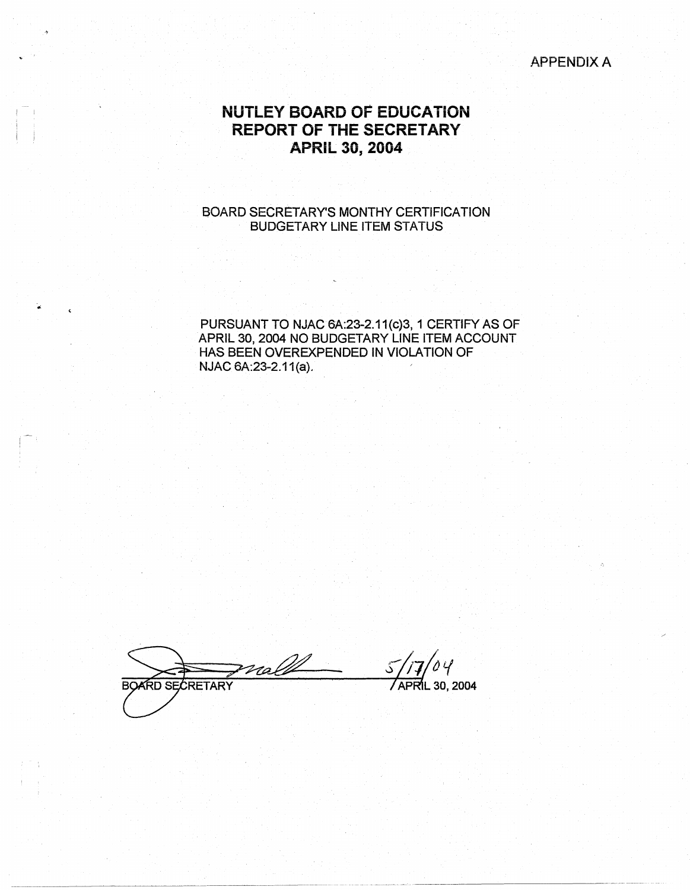APPENDIX A

# NUTLEY BOARD OF EDUCATION
# REPORT OF THE SECRETARY
# APRIL 30, 2004

BOARD SECRETARY'S MONTHY CERTIFICATION
BUDGETARY LINE ITEM STATUS

PURSUANT TO NJAC 6A:23-2.11(c)3, 1 CERTIFY AS OF APRIL 30, 2004 NO BUDGETARY LINE ITEM ACCOUNT HAS BEEN OVEREXPENDED IN VIOLATION OF NJAC 6A:23-2.11(a).

BOARD SECRETARY

5/17/04

APRIL 30, 2004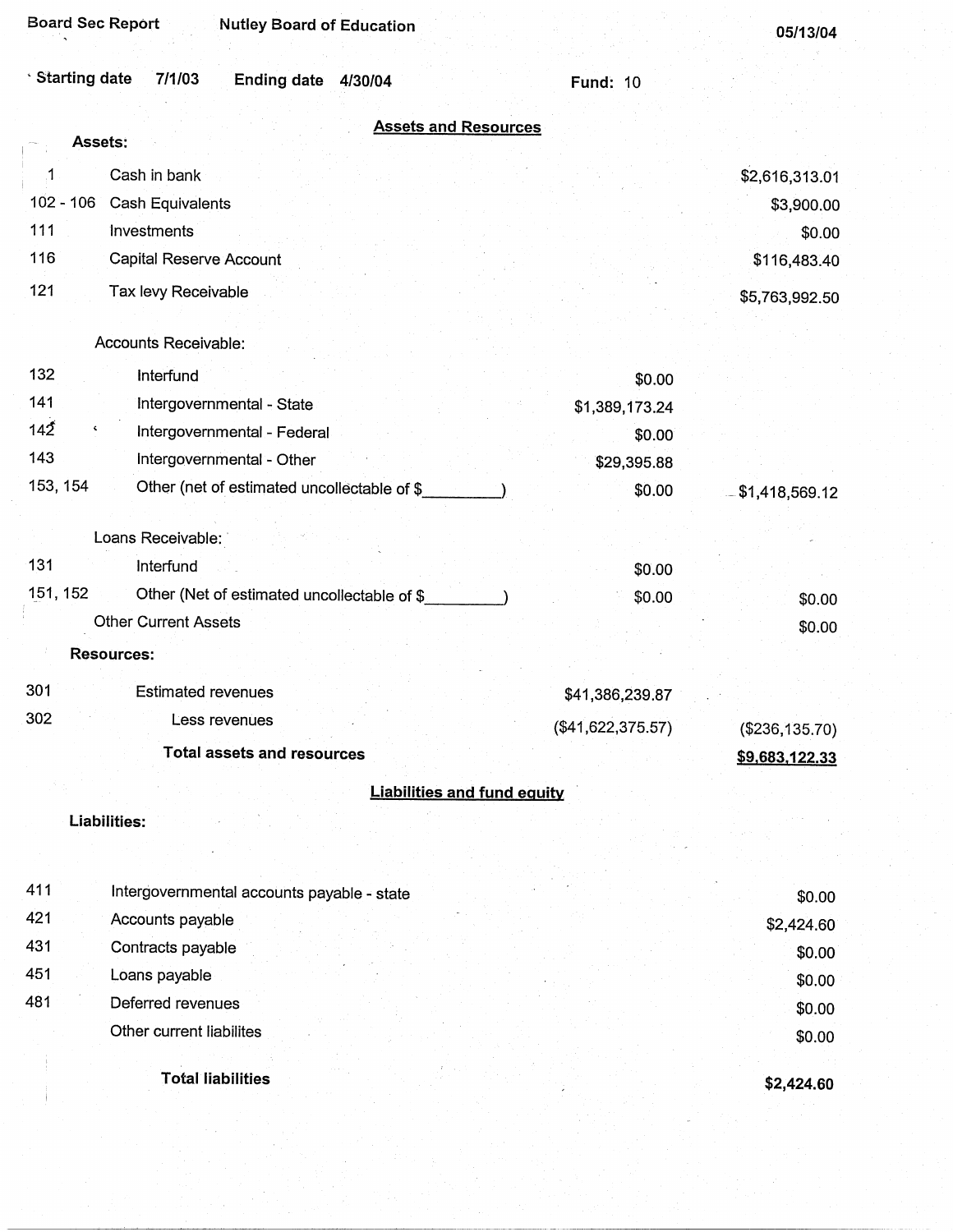Board Sec Report    Nutley Board of Education    05/13/04

Starting date 7/1/03    Ending date 4/30/04    Fund: 10

## Assets and Resources

| Code | Description | | Amount |
|---|---|---|---|
| | **Assets:** | | |
| 1 | Cash in bank | | $2,616,313.01 |
| 102 - 106 | Cash Equivalents | | $3,900.00 |
| 111 | Investments | | $0.00 |
| 116 | Capital Reserve Account | | $116,483.40 |
| 121 | Tax levy Receivable | | $5,763,992.50 |
| | Accounts Receivable: | | |
| 132 | Interfund | $0.00 | |
| 141 | Intergovernmental - State | $1,389,173.24 | |
| 142 | Intergovernmental - Federal | $0.00 | |
| 143 | Intergovernmental - Other | $29,395.88 | |
| 153, 154 | Other (net of estimated uncollectable of $________) | $0.00 | $1,418,569.12 |
| | Loans Receivable: | | |
| 131 | Interfund | $0.00 | |
| 151, 152 | Other (Net of estimated uncollectable of $________) | $0.00 | $0.00 |
| | Other Current Assets | | $0.00 |
| | **Resources:** | | |
| 301 | Estimated revenues | $41,386,239.87 | |
| 302 | Less revenues | ($41,622,375.57) | ($236,135.70) |
| | **Total assets and resources** | | **$9,683,122.33** |

## Liabilities and fund equity

| Code | Description | Amount |
|---|---|---|
| | **Liabilities:** | |
| 411 | Intergovernmental accounts payable - state | $0.00 |
| 421 | Accounts payable | $2,424.60 |
| 431 | Contracts payable | $0.00 |
| 451 | Loans payable | $0.00 |
| 481 | Deferred revenues | $0.00 |
| | Other current liabilites | $0.00 |
| | **Total liabilities** | **$2,424.60** |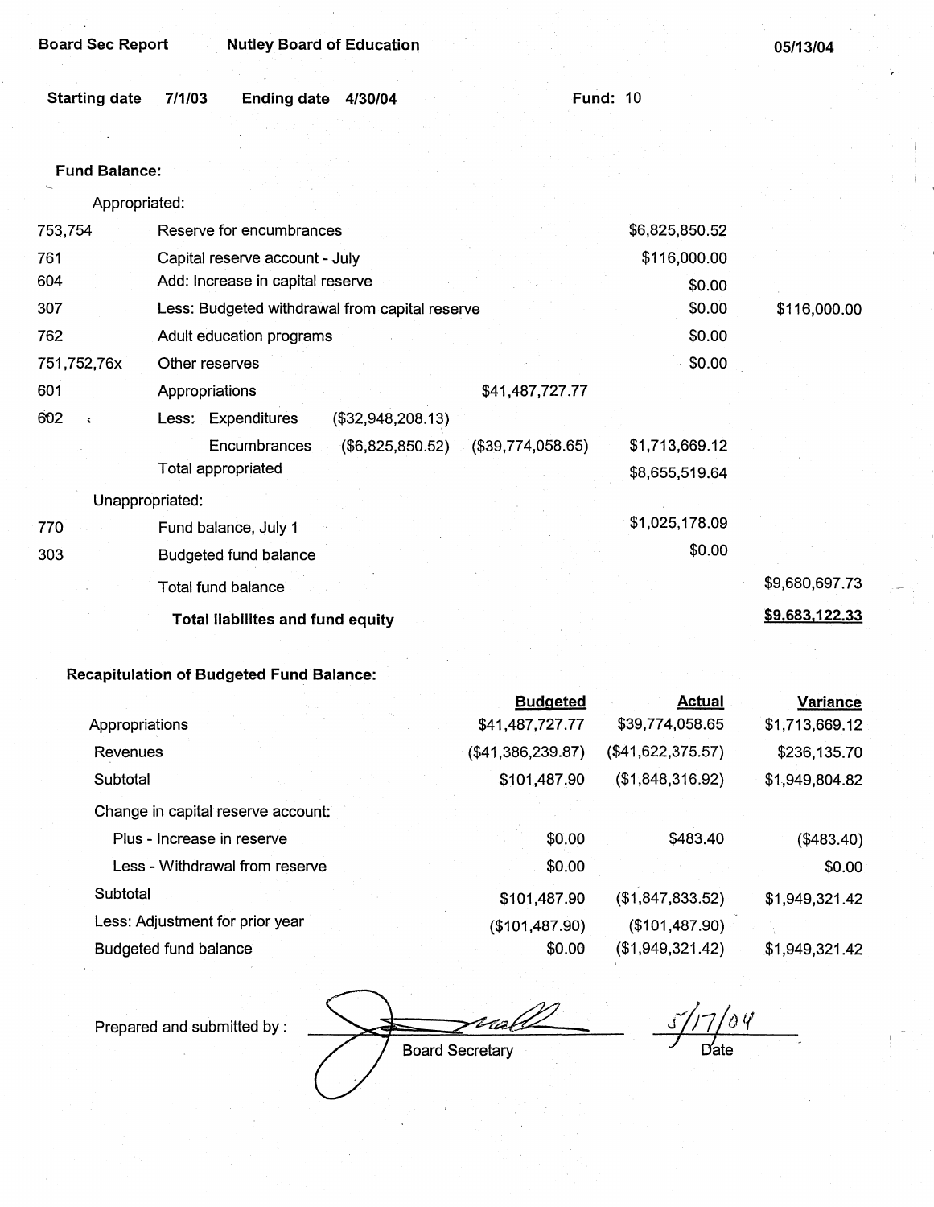Board Sec Report | Nutley Board of Education | 05/13/04

Starting date 7/1/03 | Ending date 4/30/04 | Fund: 10

**Fund Balance:**

Appropriated:

| | | | | | |
|---|---|---|---|---|---|
| 753,754 | Reserve for encumbrances | | | $6,825,850.52 | |
| 761 | Capital reserve account - July | | | $116,000.00 | |
| 604 | Add: Increase in capital reserve | | | $0.00 | |
| 307 | Less: Budgeted withdrawal from capital reserve | | | $0.00 | $116,000.00 |
| 762 | Adult education programs | | | $0.00 | |
| 751,752,76x | Other reserves | | | $0.00 | |
| 601 | Appropriations | | $41,487,727.77 | | |
| 602 | Less: Expenditures | ($32,948,208.13) | | | |
| | Encumbrances | ($6,825,850.52) | ($39,774,058.65) | $1,713,669.12 | |
| | Total appropriated | | | $8,655,519.64 | |

Unappropriated:

| | | | |
|---|---|---|---|
| 770 | Fund balance, July 1 | $1,025,178.09 | |
| 303 | Budgeted fund balance | $0.00 | |
| | Total fund balance | | $9,680,697.73 |
| | **Total liabilites and fund equity** | | **$9,683,122.33** |

**Recapitulation of Budgeted Fund Balance:**

| | Budgeted | Actual | Variance |
|---|---|---|---|
| Appropriations | $41,487,727.77 | $39,774,058.65 | $1,713,669.12 |
| Revenues | ($41,386,239.87) | ($41,622,375.57) | $236,135.70 |
| Subtotal | $101,487.90 | ($1,848,316.92) | $1,949,804.82 |
| Change in capital reserve account: | | | |
| Plus - Increase in reserve | $0.00 | $483.40 | ($483.40) |
| Less - Withdrawal from reserve | $0.00 | | $0.00 |
| Subtotal | $101,487.90 | ($1,847,833.52) | $1,949,321.42 |
| Less: Adjustment for prior year | ($101,487.90) | ($101,487.90) | |
| Budgeted fund balance | $0.00 | ($1,949,321.42) | $1,949,321.42 |

Prepared and submitted by: _______________ Board Secretary &nbsp;&nbsp; 5/17/04 Date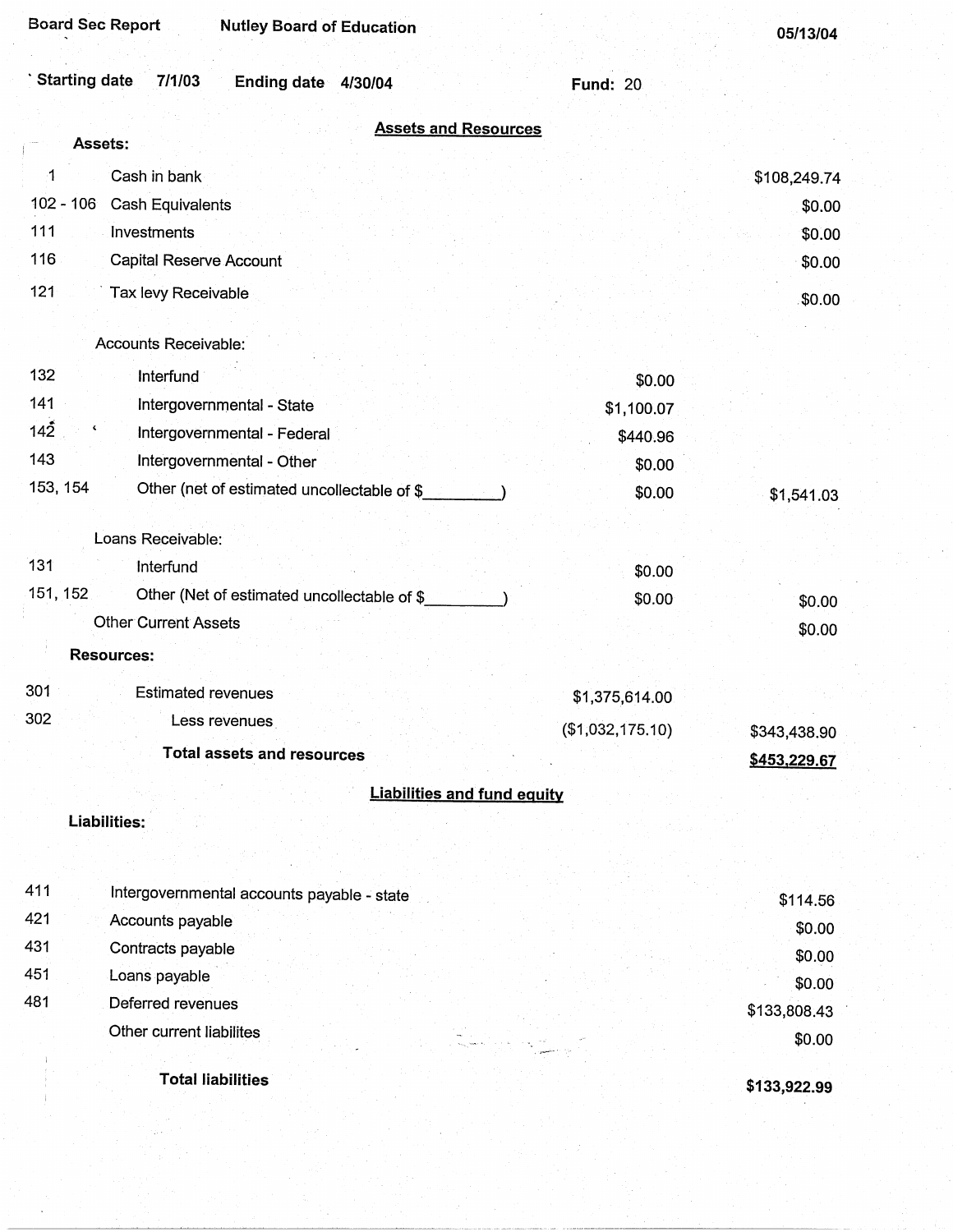Board Sec Report | Nutley Board of Education | 05/13/04

Starting date 7/1/03 | Ending date 4/30/04 | Fund: 20

## Assets and Resources

| | | | |
|---|---|---|---|
| **Assets:** | | | |
| 1 | Cash in bank | | $108,249.74 |
| 102 - 106 | Cash Equivalents | | $0.00 |
| 111 | Investments | | $0.00 |
| 116 | Capital Reserve Account | | $0.00 |
| 121 | Tax levy Receivable | | $0.00 |
| | Accounts Receivable: | | |
| 132 | Interfund | $0.00 | |
| 141 | Intergovernmental - State | $1,100.07 | |
| 142 | Intergovernmental - Federal | $440.96 | |
| 143 | Intergovernmental - Other | $0.00 | |
| 153, 154 | Other (net of estimated uncollectable of $_________) | $0.00 | $1,541.03 |
| | Loans Receivable: | | |
| 131 | Interfund | $0.00 | |
| 151, 152 | Other (Net of estimated uncollectable of $_________) | $0.00 | $0.00 |
| | Other Current Assets | | $0.00 |
| **Resources:** | | | |
| 301 | Estimated revenues | $1,375,614.00 | |
| 302 | Less revenues | ($1,032,175.10) | $343,438.90 |
| | **Total assets and resources** | | **$453,229.67** |

## Liabilities and fund equity

| | | |
|---|---|---|
| **Liabilities:** | | |
| 411 | Intergovernmental accounts payable - state | $114.56 |
| 421 | Accounts payable | $0.00 |
| 431 | Contracts payable | $0.00 |
| 451 | Loans payable | $0.00 |
| 481 | Deferred revenues | $133,808.43 |
| | Other current liabilites | $0.00 |
| | **Total liabilities** | **$133,922.99** |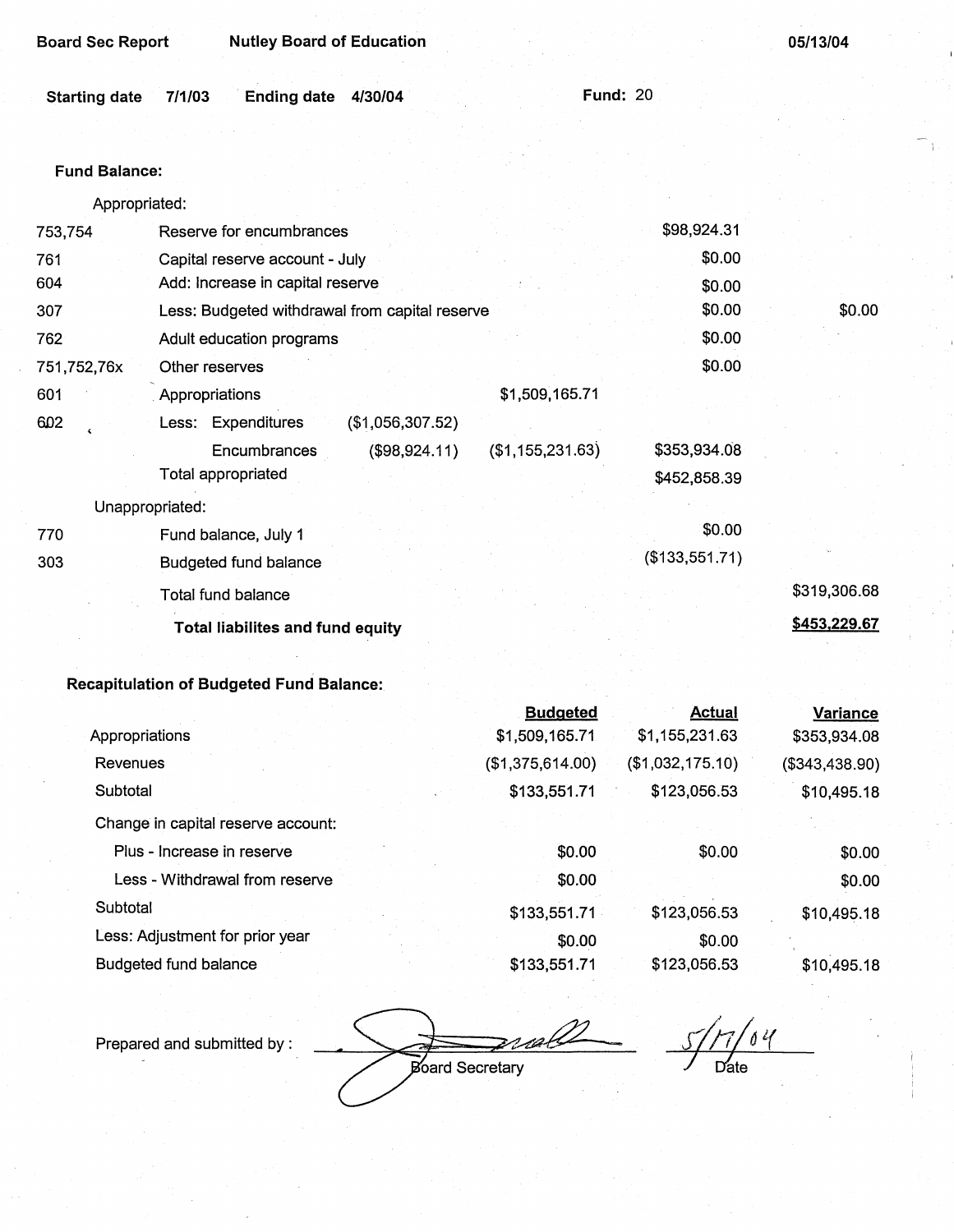Board Sec Report | Nutley Board of Education | 05/13/04

Starting date 7/1/03 | Ending date 4/30/04 | Fund: 20

**Fund Balance:**

| | | | | | |
|---|---|---|---|---|---|
| | Appropriated: | | | | |
| 753,754 | Reserve for encumbrances | | | $98,924.31 | |
| 761 | Capital reserve account - July | | | $0.00 | |
| 604 | Add: Increase in capital reserve | | | $0.00 | |
| 307 | Less: Budgeted withdrawal from capital reserve | | | $0.00 | $0.00 |
| 762 | Adult education programs | | | $0.00 | |
| 751,752,76x | Other reserves | | | $0.00 | |
| 601 | Appropriations | | $1,509,165.71 | | |
| 602 | Less: Expenditures | ($1,056,307.52) | | | |
| | Encumbrances | ($98,924.11) | ($1,155,231.63) | $353,934.08 | |
| | Total appropriated | | | $452,858.39 | |
| | Unappropriated: | | | | |
| 770 | Fund balance, July 1 | | | $0.00 | |
| 303 | Budgeted fund balance | | | ($133,551.71) | |
| | Total fund balance | | | | $319,306.68 |
| | **Total liabilites and fund equity** | | | | **$453,229.67** |

**Recapitulation of Budgeted Fund Balance:**

| | Budgeted | Actual | Variance |
|---|---|---|---|
| Appropriations | $1,509,165.71 | $1,155,231.63 | $353,934.08 |
| Revenues | ($1,375,614.00) | ($1,032,175.10) | ($343,438.90) |
| Subtotal | $133,551.71 | $123,056.53 | $10,495.18 |
| Change in capital reserve account: | | | |
| Plus - Increase in reserve | $0.00 | $0.00 | $0.00 |
| Less - Withdrawal from reserve | $0.00 | | $0.00 |
| Subtotal | $133,551.71 | $123,056.53 | $10,495.18 |
| Less: Adjustment for prior year | $0.00 | $0.00 | |
| Budgeted fund balance | $133,551.71 | $123,056.53 | $10,495.18 |

Prepared and submitted by : [signature] Board Secretary 5/17/04 Date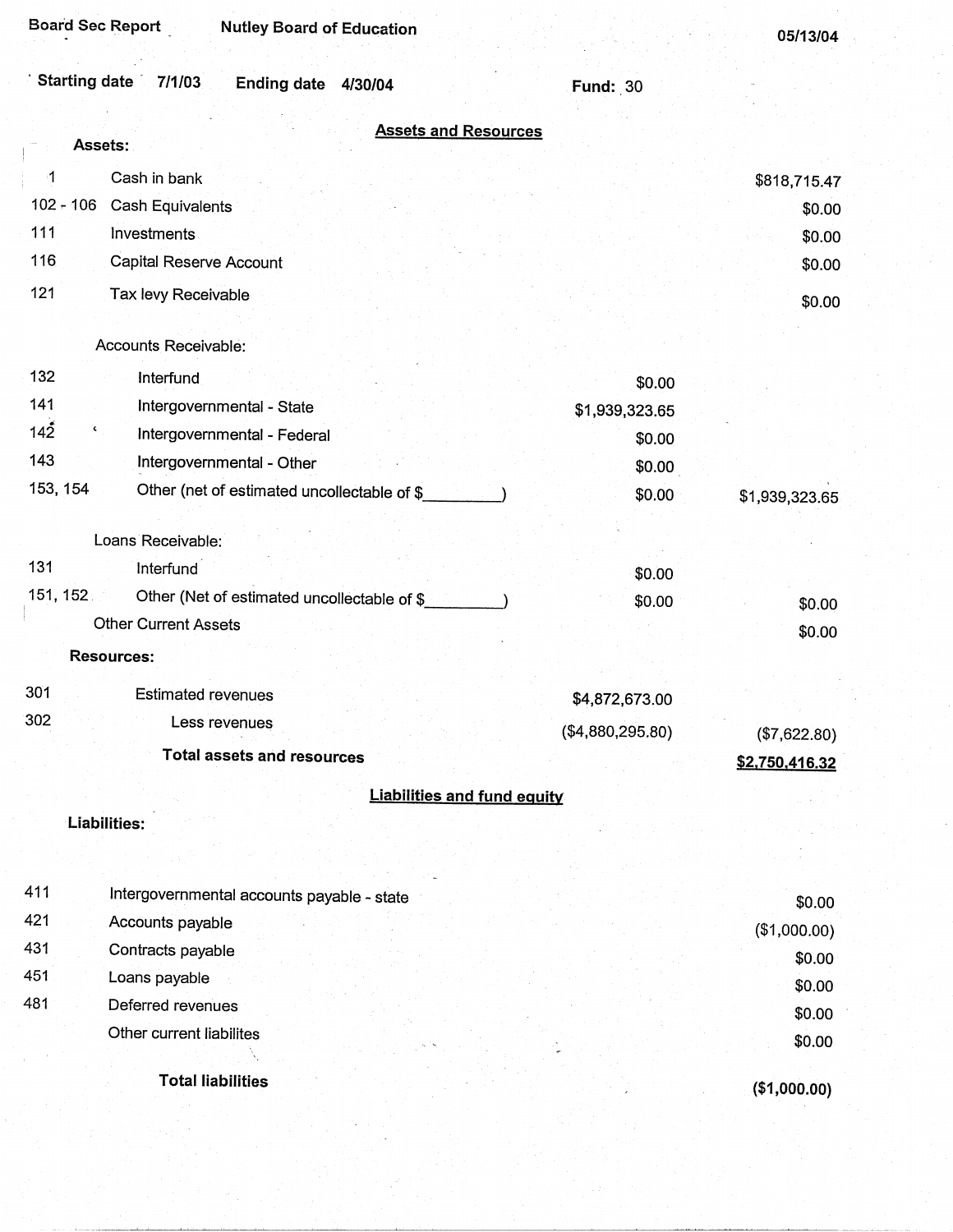Board Sec Report — Nutley Board of Education — 05/13/04

**Starting date** 7/1/03 **Ending date** 4/30/04 **Fund:** 30

## Assets and Resources

| Code | Item | | Amount |
|---|---|---|---|
| | **Assets:** | | |
| 1 | Cash in bank | | $818,715.47 |
| 102 - 106 | Cash Equivalents | | $0.00 |
| 111 | Investments | | $0.00 |
| 116 | Capital Reserve Account | | $0.00 |
| 121 | Tax levy Receivable | | $0.00 |
| | Accounts Receivable: | | |
| 132 | Interfund | $0.00 | |
| 141 | Intergovernmental - State | $1,939,323.65 | |
| 142 | Intergovernmental - Federal | $0.00 | |
| 143 | Intergovernmental - Other | $0.00 | |
| 153, 154 | Other (net of estimated uncollectable of $_________) | $0.00 | $1,939,323.65 |
| | Loans Receivable: | | |
| 131 | Interfund | $0.00 | |
| 151, 152 | Other (Net of estimated uncollectable of $_________) | $0.00 | $0.00 |
| | Other Current Assets | | $0.00 |
| | **Resources:** | | |
| 301 | Estimated revenues | $4,872,673.00 | |
| 302 | Less revenues | ($4,880,295.80) | ($7,622.80) |
| | **Total assets and resources** | | **$2,750,416.32** |

## Liabilities and fund equity

| Code | Item | Amount |
|---|---|---|
| | **Liabilities:** | |
| 411 | Intergovernmental accounts payable - state | $0.00 |
| 421 | Accounts payable | ($1,000.00) |
| 431 | Contracts payable | $0.00 |
| 451 | Loans payable | $0.00 |
| 481 | Deferred revenues | $0.00 |
| | Other current liabilites | $0.00 |
| | **Total liabilities** | **($1,000.00)** |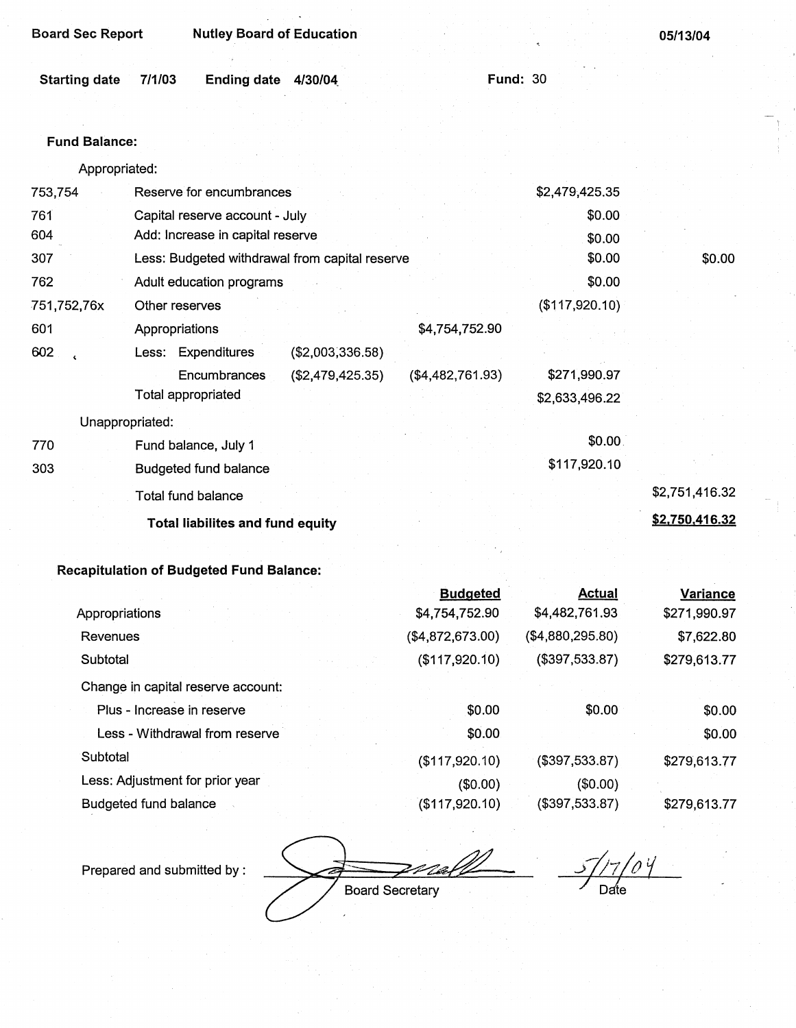Board Sec Report | Nutley Board of Education | 05/13/04

Starting date 7/1/03 Ending date 4/30/04 Fund: 30

**Fund Balance:**

| | | | | | |
|---|---|---|---|---|---|
| | Appropriated: | | | | |
| 753,754 | Reserve for encumbrances | | | $2,479,425.35 | |
| 761 | Capital reserve account - July | | | $0.00 | |
| 604 | Add: Increase in capital reserve | | | $0.00 | |
| 307 | Less: Budgeted withdrawal from capital reserve | | | $0.00 | $0.00 |
| 762 | Adult education programs | | | $0.00 | |
| 751,752,76x | Other reserves | | | ($117,920.10) | |
| 601 | Appropriations | | $4,754,752.90 | | |
| 602 | Less: Expenditures | ($2,003,336.58) | | | |
| | Encumbrances | ($2,479,425.35) | ($4,482,761.93) | $271,990.97 | |
| | Total appropriated | | | $2,633,496.22 | |
| | Unappropriated: | | | | |
| 770 | Fund balance, July 1 | | | $0.00 | |
| 303 | Budgeted fund balance | | | $117,920.10 | |
| | Total fund balance | | | | $2,751,416.32 |
| | **Total liabilites and fund equity** | | | | **$2,750,416.32** |

**Recapitulation of Budgeted Fund Balance:**

| | Budgeted | Actual | Variance |
|---|---|---|---|
| Appropriations | $4,754,752.90 | $4,482,761.93 | $271,990.97 |
| Revenues | ($4,872,673.00) | ($4,880,295.80) | $7,622.80 |
| Subtotal | ($117,920.10) | ($397,533.87) | $279,613.77 |
| Change in capital reserve account: | | | |
| Plus - Increase in reserve | $0.00 | $0.00 | $0.00 |
| Less - Withdrawal from reserve | $0.00 | | $0.00 |
| Subtotal | ($117,920.10) | ($397,533.87) | $279,613.77 |
| Less: Adjustment for prior year | ($0.00) | ($0.00) | |
| Budgeted fund balance | ($117,920.10) | ($397,533.87) | $279,613.77 |

Prepared and submitted by : _______________ Board Secretary    5/17/04 Date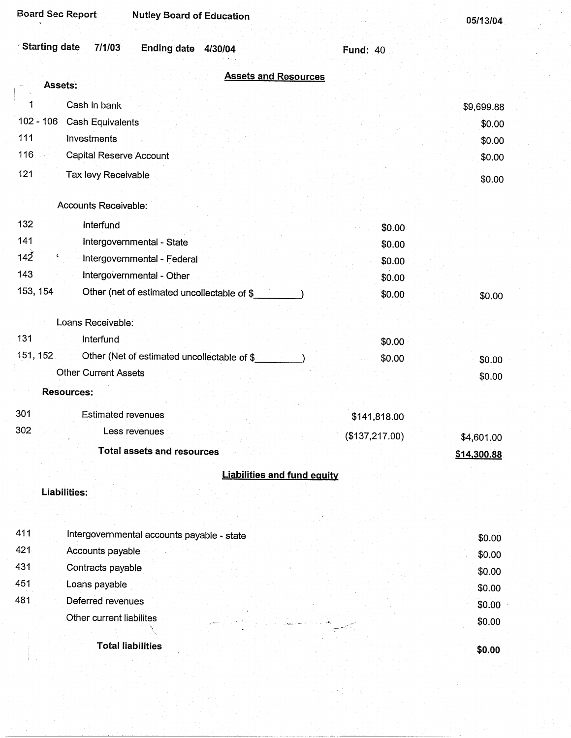Board Sec Report Nutley Board of Education 05/13/04

Starting date 7/1/03 Ending date 4/30/04 Fund: 40

## Assets and Resources

| | | | |
|---|---|---|---|
| | **Assets:** | | |
| 1 | Cash in bank | | $9,699.88 |
| 102 - 106 | Cash Equivalents | | $0.00 |
| 111 | Investments | | $0.00 |
| 116 | Capital Reserve Account | | $0.00 |
| 121 | Tax levy Receivable | | $0.00 |
| | Accounts Receivable: | | |
| 132 | Interfund | $0.00 | |
| 141 | Intergovernmental - State | $0.00 | |
| 142 | Intergovernmental - Federal | $0.00 | |
| 143 | Intergovernmental - Other | $0.00 | |
| 153, 154 | Other (net of estimated uncollectable of $_________) | $0.00 | $0.00 |
| | Loans Receivable: | | |
| 131 | Interfund | $0.00 | |
| 151, 152 | Other (Net of estimated uncollectable of $_________) | $0.00 | $0.00 |
| | Other Current Assets | | $0.00 |
| | **Resources:** | | |
| 301 | Estimated revenues | $141,818.00 | |
| 302 | Less revenues | ($137,217.00) | $4,601.00 |
| | **Total assets and resources** | | **$14,300.88** |

## Liabilities and fund equity

| | | |
|---|---|---|
| | **Liabilities:** | |
| 411 | Intergovernmental accounts payable - state | $0.00 |
| 421 | Accounts payable | $0.00 |
| 431 | Contracts payable | $0.00 |
| 451 | Loans payable | $0.00 |
| 481 | Deferred revenues | $0.00 |
| | Other current liabilites | $0.00 |
| | **Total liabilities** | **$0.00** |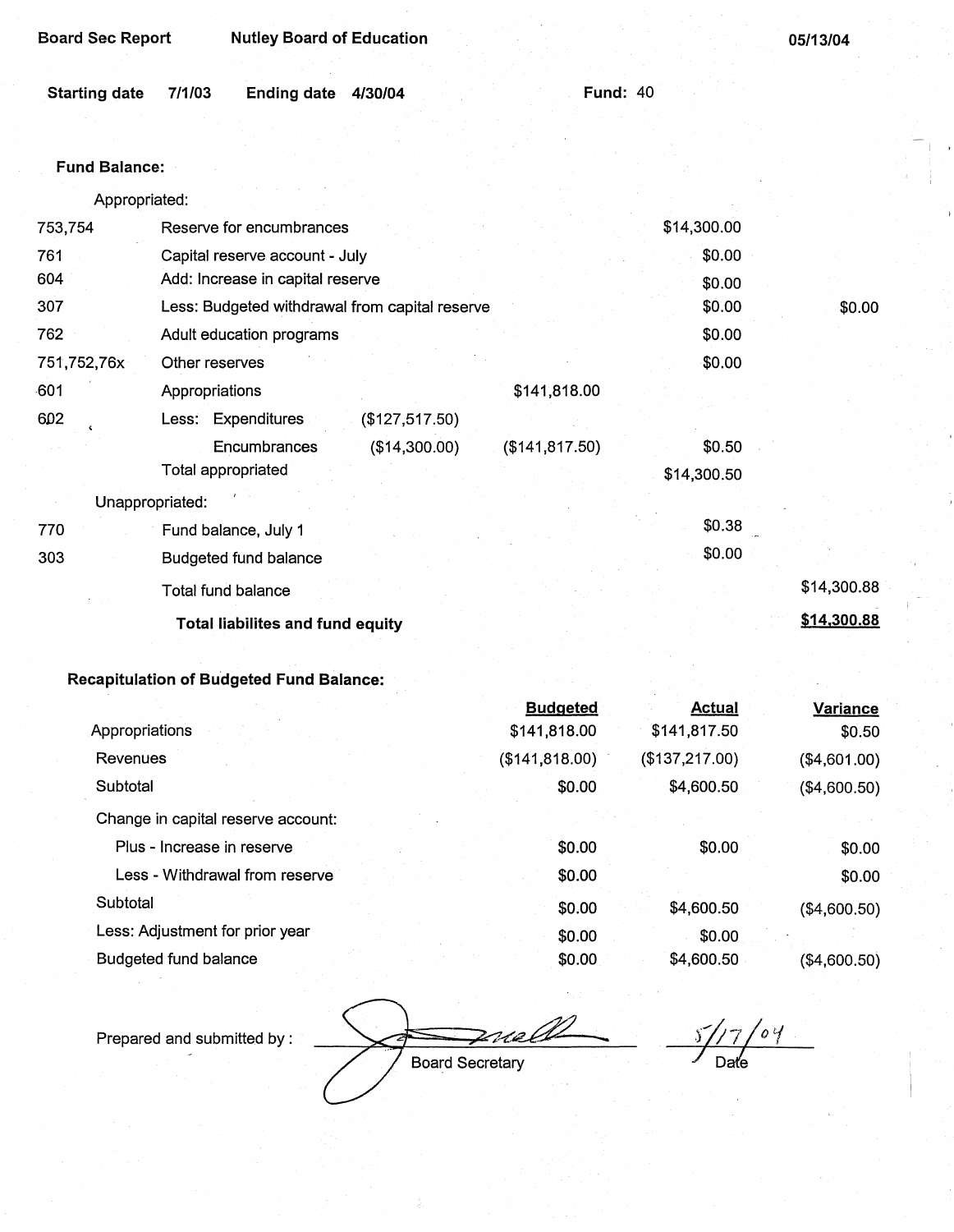Board Sec Report | Nutley Board of Education | 05/13/04

**Starting date** 7/1/03 **Ending date** 4/30/04 **Fund:** 40

**Fund Balance:**

| | | | | | |
|---|---|---|---|---|---|
| | Appropriated: | | | | |
| 753,754 | Reserve for encumbrances | | | $14,300.00 | |
| 761 | Capital reserve account - July | | | $0.00 | |
| 604 | Add: Increase in capital reserve | | | $0.00 | |
| 307 | Less: Budgeted withdrawal from capital reserve | | | $0.00 | $0.00 |
| 762 | Adult education programs | | | $0.00 | |
| 751,752,76x | Other reserves | | | $0.00 | |
| 601 | Appropriations | | $141,818.00 | | |
| 602 | Less: Expenditures | ($127,517.50) | | | |
| | Encumbrances | ($14,300.00) | ($141,817.50) | $0.50 | |
| | Total appropriated | | | $14,300.50 | |
| | Unappropriated: | | | | |
| 770 | Fund balance, July 1 | | | $0.38 | |
| 303 | Budgeted fund balance | | | $0.00 | |
| | Total fund balance | | | | $14,300.88 |
| | **Total liabilites and fund equity** | | | | **$14,300.88** |

**Recapitulation of Budgeted Fund Balance:**

| | Budgeted | Actual | Variance |
|---|---|---|---|
| Appropriations | $141,818.00 | $141,817.50 | $0.50 |
| Revenues | ($141,818.00) | ($137,217.00) | ($4,601.00) |
| Subtotal | $0.00 | $4,600.50 | ($4,600.50) |
| Change in capital reserve account: | | | |
| Plus - Increase in reserve | $0.00 | $0.00 | $0.00 |
| Less - Withdrawal from reserve | $0.00 | | $0.00 |
| Subtotal | $0.00 | $4,600.50 | ($4,600.50) |
| Less: Adjustment for prior year | $0.00 | $0.00 | |
| Budgeted fund balance | $0.00 | $4,600.50 | ($4,600.50) |

Prepared and submitted by : ______________________ Board Secretary 5/17/04 Date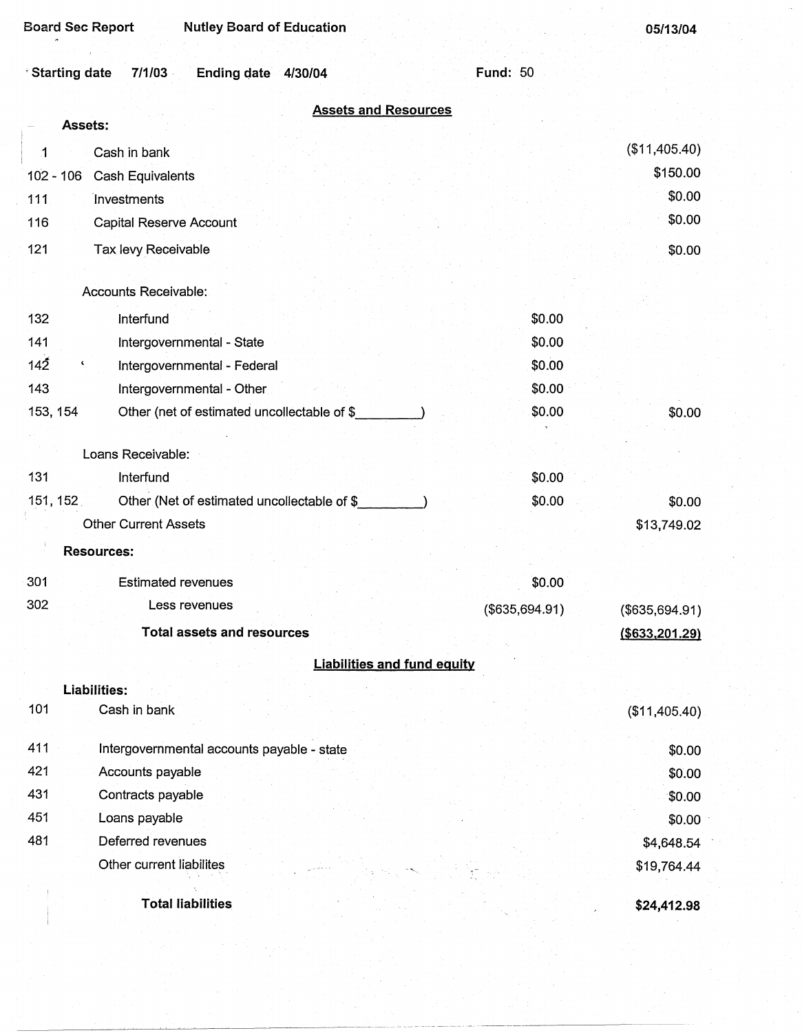Board Sec Report | Nutley Board of Education | 05/13/04

Starting date 7/1/03 Ending date 4/30/04 Fund: 50

## Assets and Resources

| Code | Item | | |
|---|---|---|---|
| | **Assets:** | | |
| 1 | Cash in bank | | ($11,405.40) |
| 102 - 106 | Cash Equivalents | | $150.00 |
| 111 | Investments | | $0.00 |
| 116 | Capital Reserve Account | | $0.00 |
| 121 | Tax levy Receivable | | $0.00 |
| | Accounts Receivable: | | |
| 132 | Interfund | $0.00 | |
| 141 | Intergovernmental - State | $0.00 | |
| 142 | Intergovernmental - Federal | $0.00 | |
| 143 | Intergovernmental - Other | $0.00 | |
| 153, 154 | Other (net of estimated uncollectable of $_________) | $0.00 | $0.00 |
| | Loans Receivable: | | |
| 131 | Interfund | $0.00 | |
| 151, 152 | Other (Net of estimated uncollectable of $_________) | $0.00 | $0.00 |
| | Other Current Assets | | $13,749.02 |
| | **Resources:** | | |
| 301 | Estimated revenues | $0.00 | |
| 302 | Less revenues | ($635,694.91) | ($635,694.91) |
| | **Total assets and resources** | | **($633,201.29)** |

## Liabilities and fund equity

| Code | Item | |
|---|---|---|
| | **Liabilities:** | |
| 101 | Cash in bank | ($11,405.40) |
| 411 | Intergovernmental accounts payable - state | $0.00 |
| 421 | Accounts payable | $0.00 |
| 431 | Contracts payable | $0.00 |
| 451 | Loans payable | $0.00 |
| 481 | Deferred revenues | $4,648.54 |
| | Other current liabilites | $19,764.44 |
| | **Total liabilities** | **$24,412.98** |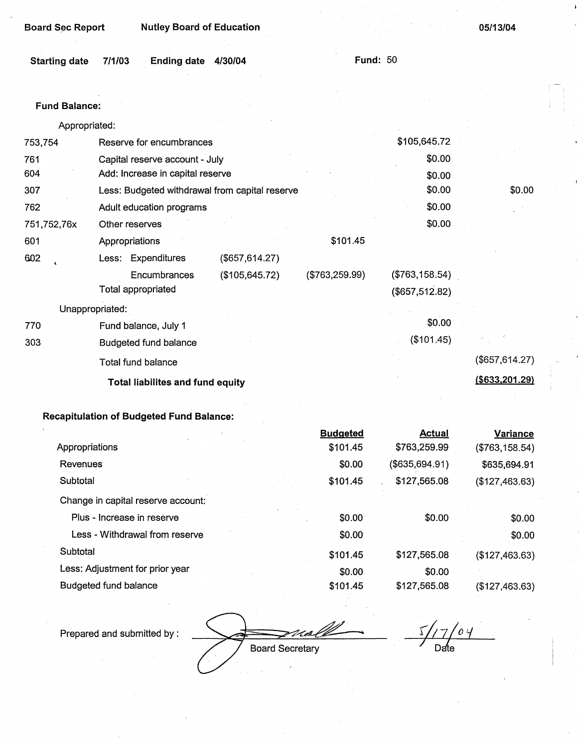Board Sec Report    Nutley Board of Education    05/13/04

Starting date 7/1/03    Ending date 4/30/04    Fund: 50

**Fund Balance:**

| | | | | | |
|---|---|---|---|---|---|
| | Appropriated: | | | | |
| 753,754 | Reserve for encumbrances | | | $105,645.72 | |
| 761 | Capital reserve account - July | | | $0.00 | |
| 604 | Add: Increase in capital reserve | | | $0.00 | |
| 307 | Less: Budgeted withdrawal from capital reserve | | | $0.00 | $0.00 |
| 762 | Adult education programs | | | $0.00 | |
| 751,752,76x | Other reserves | | | $0.00 | |
| 601 | Appropriations | | $101.45 | | |
| 602 | Less: Expenditures | ($657,614.27) | | | |
| | Encumbrances | ($105,645.72) | ($763,259.99) | ($763,158.54) | |
| | Total appropriated | | | ($657,512.82) | |
| | Unappropriated: | | | | |
| 770 | Fund balance, July 1 | | | $0.00 | |
| 303 | Budgeted fund balance | | | ($101.45) | |
| | Total fund balance | | | | ($657,614.27) |
| | **Total liabilites and fund equity** | | | | **($633,201.29)** |

**Recapitulation of Budgeted Fund Balance:**

| | Budgeted | Actual | Variance |
|---|---|---|---|
| Appropriations | $101.45 | $763,259.99 | ($763,158.54) |
| Revenues | $0.00 | ($635,694.91) | $635,694.91 |
| Subtotal | $101.45 | $127,565.08 | ($127,463.63) |
| Change in capital reserve account: | | | |
| Plus - Increase in reserve | $0.00 | $0.00 | $0.00 |
| Less - Withdrawal from reserve | $0.00 | | $0.00 |
| Subtotal | $101.45 | $127,565.08 | ($127,463.63) |
| Less: Adjustment for prior year | $0.00 | $0.00 | |
| Budgeted fund balance | $101.45 | $127,565.08 | ($127,463.63) |

Prepared and submitted by : ______________________ Board Secretary    5/17/04 Date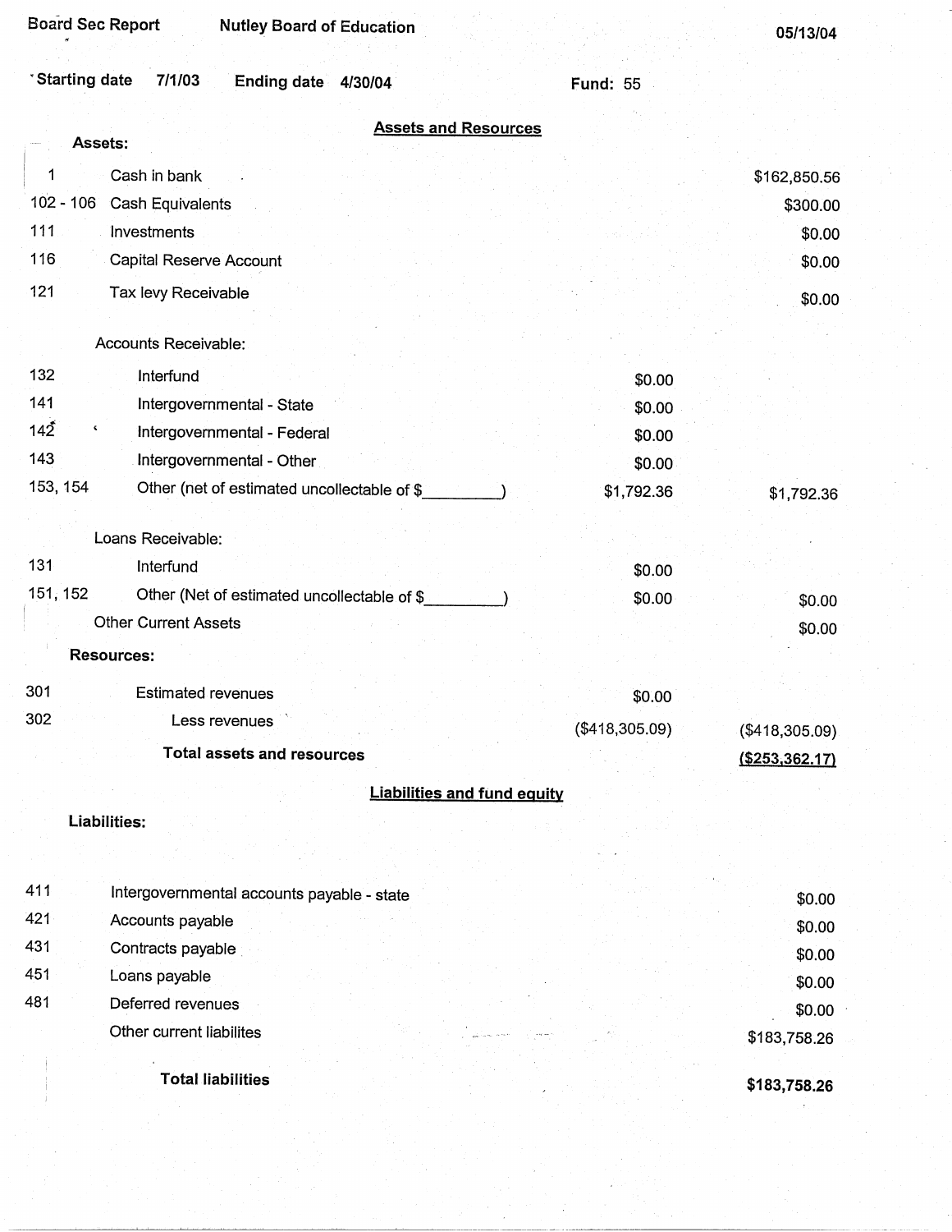Board Sec Report | Nutley Board of Education | 05/13/04

Starting date 7/1/03 | Ending date 4/30/04 | Fund: 55

## Assets and Resources

**Assets:**

| Code | Item | | |
|---|---|---|---|
| 1 | Cash in bank | | $162,850.56 |
| 102 - 106 | Cash Equivalents | | $300.00 |
| 111 | Investments | | $0.00 |
| 116 | Capital Reserve Account | | $0.00 |
| 121 | Tax levy Receivable | | $0.00 |
| | Accounts Receivable: | | |
| 132 | Interfund | $0.00 | |
| 141 | Intergovernmental - State | $0.00 | |
| 142 | Intergovernmental - Federal | $0.00 | |
| 143 | Intergovernmental - Other | $0.00 | |
| 153, 154 | Other (net of estimated uncollectable of $_________) | $1,792.36 | $1,792.36 |
| | Loans Receivable: | | |
| 131 | Interfund | $0.00 | |
| 151, 152 | Other (Net of estimated uncollectable of $_________) | $0.00 | $0.00 |
| | Other Current Assets | | $0.00 |
| | **Resources:** | | |
| 301 | Estimated revenues | $0.00 | |
| 302 | Less revenues | ($418,305.09) | ($418,305.09) |
| | **Total assets and resources** | | **($253,362.17)** |

## Liabilities and fund equity

**Liabilities:**

| Code | Item | |
|---|---|---|
| 411 | Intergovernmental accounts payable - state | $0.00 |
| 421 | Accounts payable | $0.00 |
| 431 | Contracts payable | $0.00 |
| 451 | Loans payable | $0.00 |
| 481 | Deferred revenues | $0.00 |
| | Other current liabilites | $183,758.26 |
| | **Total liabilities** | **$183,758.26** |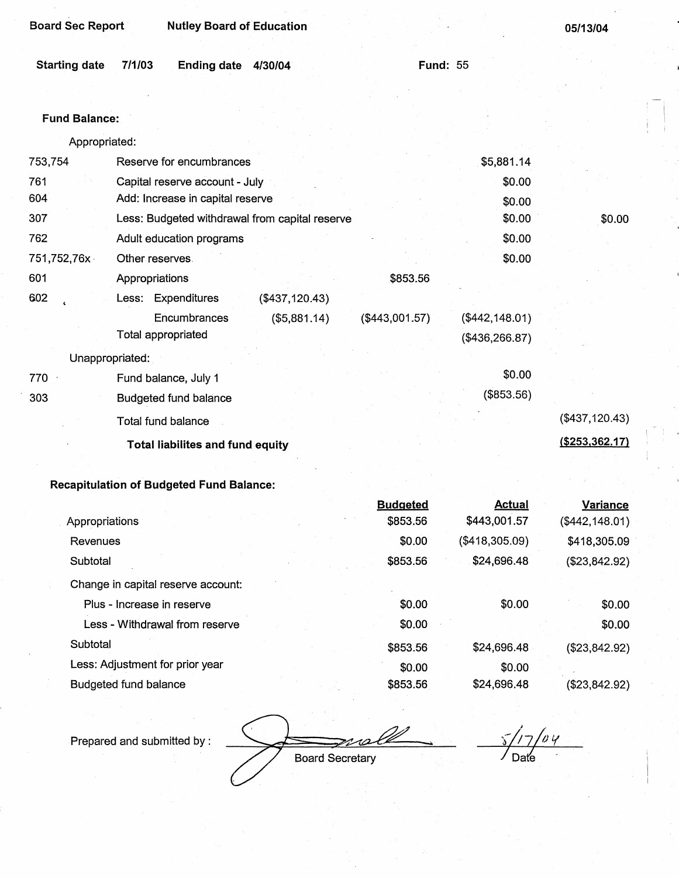Board Sec Report | Nutley Board of Education | 05/13/04

Starting date 7/1/03 | Ending date 4/30/04 | Fund: 55

**Fund Balance:**

| | | | | | |
|---|---|---|---|---|---|
| | Appropriated: | | | | |
| 753,754 | Reserve for encumbrances | | | $5,881.14 | |
| 761 | Capital reserve account - July | | | $0.00 | |
| 604 | Add: Increase in capital reserve | | | $0.00 | |
| 307 | Less: Budgeted withdrawal from capital reserve | | | $0.00 | $0.00 |
| 762 | Adult education programs | | | $0.00 | |
| 751,752,76x | Other reserves | | | $0.00 | |
| 601 | Appropriations | | $853.56 | | |
| 602 | Less: Expenditures | ($437,120.43) | | | |
| | Encumbrances | ($5,881.14) | ($443,001.57) | ($442,148.01) | |
| | Total appropriated | | | ($436,266.87) | |
| | Unappropriated: | | | | |
| 770 | Fund balance, July 1 | | | $0.00 | |
| 303 | Budgeted fund balance | | | ($853.56) | |
| | Total fund balance | | | | ($437,120.43) |
| | **Total liabilites and fund equity** | | | | **($253,362.17)** |

**Recapitulation of Budgeted Fund Balance:**

| | Budgeted | Actual | Variance |
|---|---|---|---|
| Appropriations | $853.56 | $443,001.57 | ($442,148.01) |
| Revenues | $0.00 | ($418,305.09) | $418,305.09 |
| Subtotal | $853.56 | $24,696.48 | ($23,842.92) |
| Change in capital reserve account: | | | |
| Plus - Increase in reserve | $0.00 | $0.00 | $0.00 |
| Less - Withdrawal from reserve | $0.00 | | $0.00 |
| Subtotal | $853.56 | $24,696.48 | ($23,842.92) |
| Less: Adjustment for prior year | $0.00 | $0.00 | |
| Budgeted fund balance | $853.56 | $24,696.48 | ($23,842.92) |

Prepared and submitted by : _______________ Board Secretary &nbsp;&nbsp; 5/17/04 Date